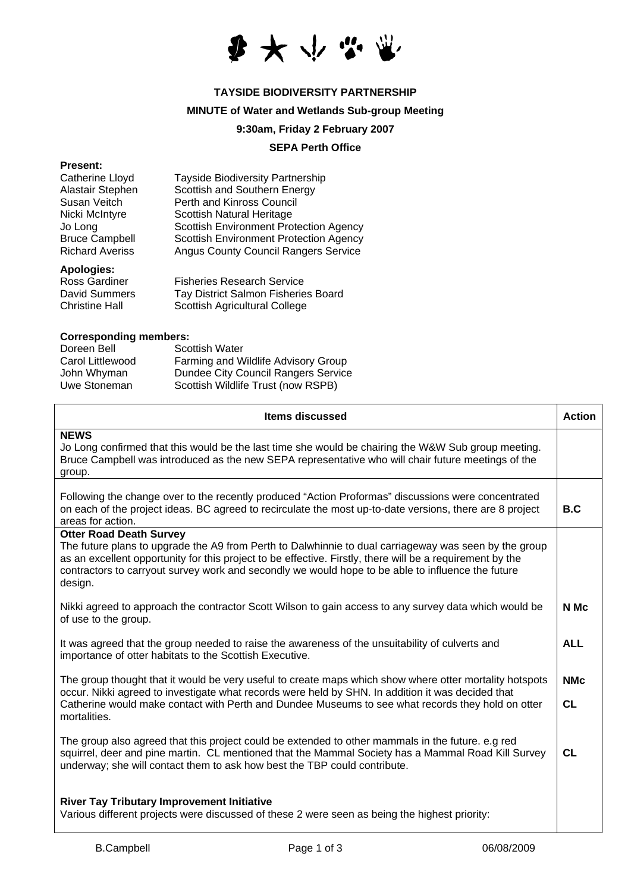**TAYSIDE BIODIVERSITY PARTNERSHIP**

**MINUTE of Water and Wetlands Sub-group Meeting**

**9:30am, Friday 2 February 2007**

**SEPA Perth Office**

**Present:**

| | |
|---|---|
| Catherine Lloyd | Tayside Biodiversity Partnership |
| Alastair Stephen | Scottish and Southern Energy |
| Susan Veitch | Perth and Kinross Council |
| Nicki McIntyre | Scottish Natural Heritage |
| Jo Long | Scottish Environment Protection Agency |
| Bruce Campbell | Scottish Environment Protection Agency |
| Richard Averiss | Angus County Council Rangers Service |

**Apologies:**

| | |
|---|---|
| Ross Gardiner | Fisheries Research Service |
| David Summers | Tay District Salmon Fisheries Board |
| Christine Hall | Scottish Agricultural College |

**Corresponding members:**

| | |
|---|---|
| Doreen Bell | Scottish Water |
| Carol Littlewood | Farming and Wildlife Advisory Group |
| John Whyman | Dundee City Council Rangers Service |
| Uwe Stoneman | Scottish Wildlife Trust (now RSPB) |

| Items discussed | Action |
|---|---|
| **NEWS**<br>Jo Long confirmed that this would be the last time she would be chairing the W&W Sub group meeting. Bruce Campbell was introduced as the new SEPA representative who will chair future meetings of the group. | |
| Following the change over to the recently produced "Action Proformas" discussions were concentrated on each of the project ideas. BC agreed to recirculate the most up-to-date versions, there are 8 project areas for action. | **B.C** |
| **Otter Road Death Survey**<br>The future plans to upgrade the A9 from Perth to Dalwhinnie to dual carriageway was seen by the group as an excellent opportunity for this project to be effective. Firstly, there will be a requirement by the contractors to carryout survey work and secondly we would hope to be able to influence the future design. | |
| Nikki agreed to approach the contractor Scott Wilson to gain access to any survey data which would be of use to the group. | **N Mc** |
| It was agreed that the group needed to raise the awareness of the unsuitability of culverts and importance of otter habitats to the Scottish Executive. | **ALL** |
| The group thought that it would be very useful to create maps which show where otter mortality hotspots occur. Nikki agreed to investigate what records were held by SHN. In addition it was decided that Catherine would make contact with Perth and Dundee Museums to see what records they hold on otter mortalities. | **NMc**<br><br>**CL** |
| The group also agreed that this project could be extended to other mammals in the future. e.g red squirrel, deer and pine martin. CL mentioned that the Mammal Society has a Mammal Road Kill Survey underway; she will contact them to ask how best the TBP could contribute. | **CL** |
| **River Tay Tributary Improvement Initiative**<br>Various different projects were discussed of these 2 were seen as being the highest priority: | |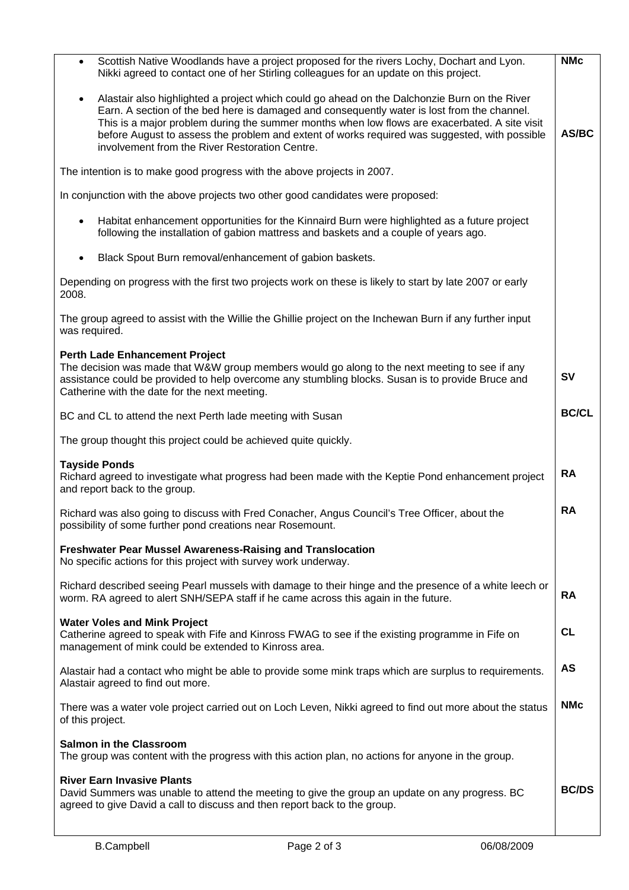| | |
|---|---|
| • Scottish Native Woodlands have a project proposed for the rivers Lochy, Dochart and Lyon. Nikki agreed to contact one of her Stirling colleagues for an update on this project. | **NMc** |
| • Alastair also highlighted a project which could go ahead on the Dalchonzie Burn on the River Earn. A section of the bed here is damaged and consequently water is lost from the channel. This is a major problem during the summer months when low flows are exacerbated. A site visit before August to assess the problem and extent of works required was suggested, with possible involvement from the River Restoration Centre. | **AS/BC** |
| The intention is to make good progress with the above projects in 2007. | |
| In conjunction with the above projects two other good candidates were proposed: | |
| • Habitat enhancement opportunities for the Kinnaird Burn were highlighted as a future project following the installation of gabion mattress and baskets and a couple of years ago. | |
| • Black Spout Burn removal/enhancement of gabion baskets. | |
| Depending on progress with the first two projects work on these is likely to start by late 2007 or early 2008. | |
| The group agreed to assist with the Willie the Ghillie project on the Inchewan Burn if any further input was required. | |
| **Perth Lade Enhancement Project**<br>The decision was made that W&W group members would go along to the next meeting to see if any assistance could be provided to help overcome any stumbling blocks. Susan is to provide Bruce and Catherine with the date for the next meeting. | **SV** |
| BC and CL to attend the next Perth lade meeting with Susan | **BC/CL** |
| The group thought this project could be achieved quite quickly. | |
| **Tayside Ponds**<br>Richard agreed to investigate what progress had been made with the Keptie Pond enhancement project and report back to the group. | **RA** |
| Richard was also going to discuss with Fred Conacher, Angus Council's Tree Officer, about the possibility of some further pond creations near Rosemount. | **RA** |
| **Freshwater Pear Mussel Awareness-Raising and Translocation**<br>No specific actions for this project with survey work underway. | |
| Richard described seeing Pearl mussels with damage to their hinge and the presence of a white leech or worm. RA agreed to alert SNH/SEPA staff if he came across this again in the future. | **RA** |
| **Water Voles and Mink Project**<br>Catherine agreed to speak with Fife and Kinross FWAG to see if the existing programme in Fife on management of mink could be extended to Kinross area. | **CL** |
| Alastair had a contact who might be able to provide some mink traps which are surplus to requirements. Alastair agreed to find out more. | **AS** |
| There was a water vole project carried out on Loch Leven, Nikki agreed to find out more about the status of this project. | **NMc** |
| **Salmon in the Classroom**<br>The group was content with the progress with this action plan, no actions for anyone in the group. | |
| **River Earn Invasive Plants**<br>David Summers was unable to attend the meeting to give the group an update on any progress. BC agreed to give David a call to discuss and then report back to the group. | **BC/DS** |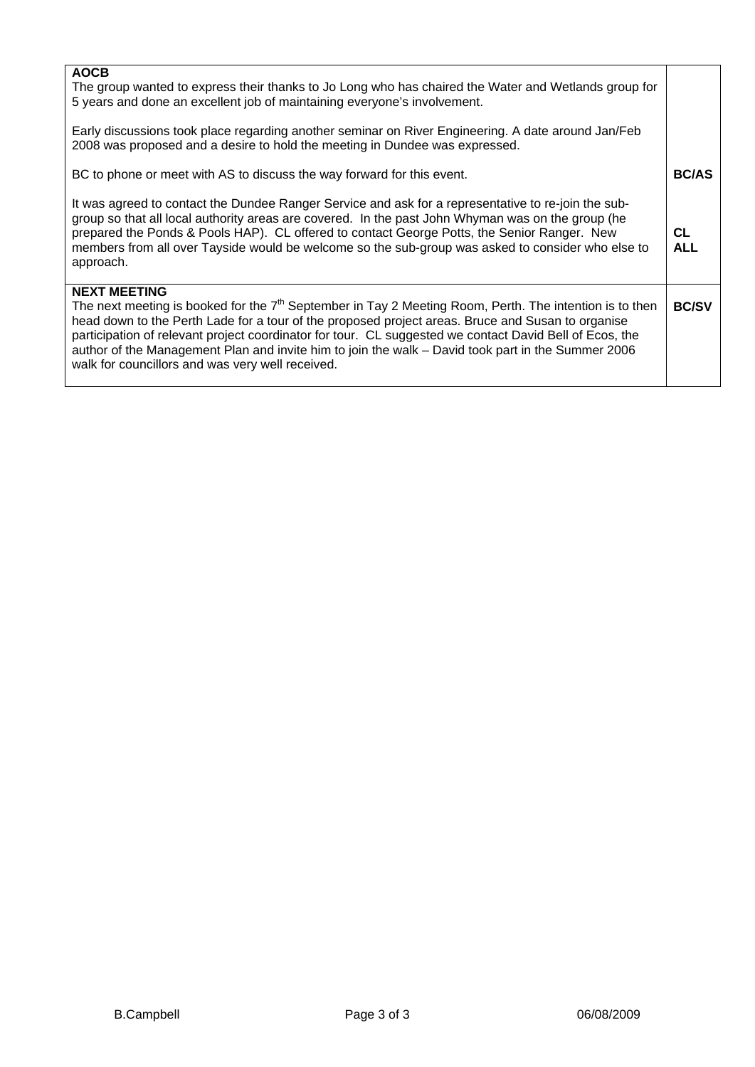| | |
|---|---|
| **AOCB**<br>The group wanted to express their thanks to Jo Long who has chaired the Water and Wetlands group for 5 years and done an excellent job of maintaining everyone's involvement.<br><br>Early discussions took place regarding another seminar on River Engineering. A date around Jan/Feb 2008 was proposed and a desire to hold the meeting in Dundee was expressed.<br><br>BC to phone or meet with AS to discuss the way forward for this event.<br><br>It was agreed to contact the Dundee Ranger Service and ask for a representative to re-join the sub-group so that all local authority areas are covered. In the past John Whyman was on the group (he prepared the Ponds & Pools HAP). CL offered to contact George Potts, the Senior Ranger. New members from all over Tayside would be welcome so the sub-group was asked to consider who else to approach. | <br><br><br><br><br><br>**BC/AS**<br><br><br><br>**CL**<br>**ALL** |
| **NEXT MEETING**<br>The next meeting is booked for the 7th September in Tay 2 Meeting Room, Perth. The intention is to then head down to the Perth Lade for a tour of the proposed project areas. Bruce and Susan to organise participation of relevant project coordinator for tour. CL suggested we contact David Bell of Ecos, the author of the Management Plan and invite him to join the walk – David took part in the Summer 2006 walk for councillors and was very well received. | <br>**BC/SV** |

B.Campbell 06/08/2009